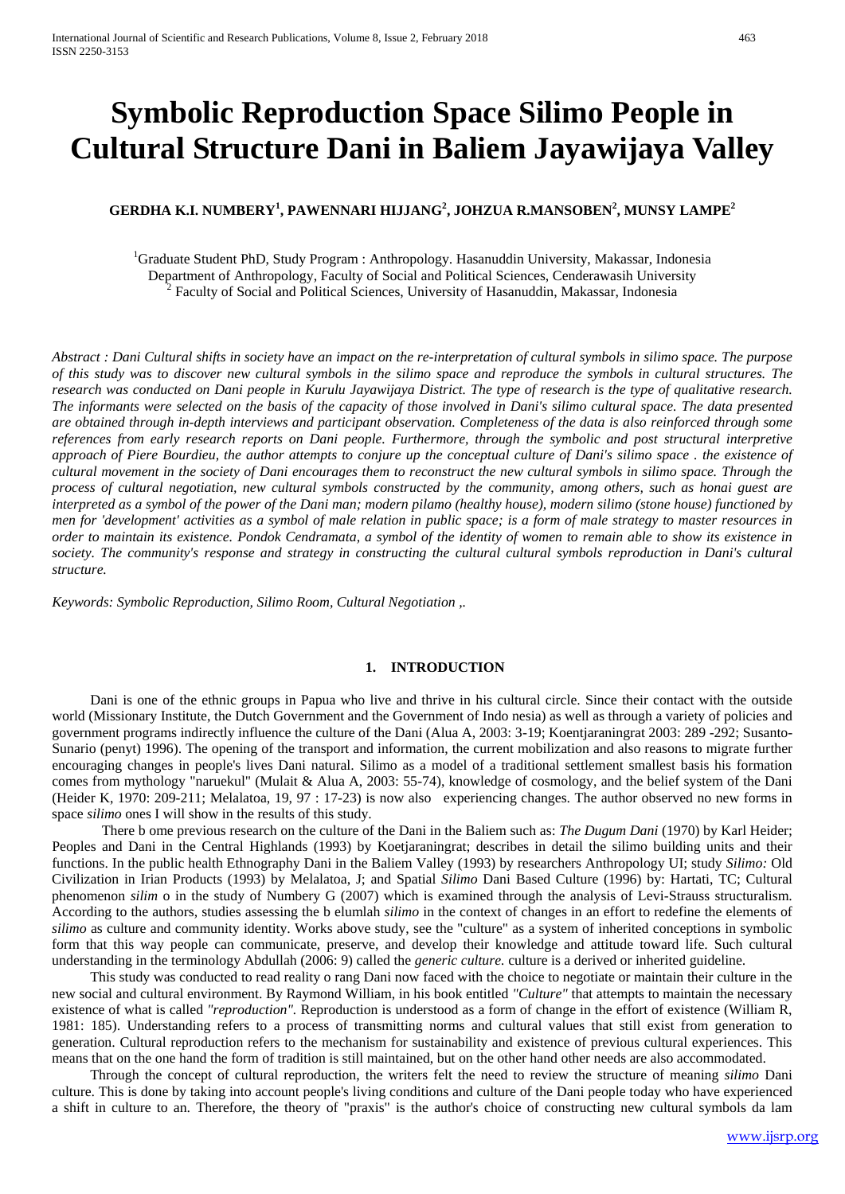# Symbolic Reproduction Space Silimo People in Cultural Structure Dani in Baliem Jayawijaya Valley

**GERDHA K.I. NUMBERY[1], PAWENNARI HIJJANG[2], JOHZUA R.MANSOBEN[2], MUNSY LAMPE[2]**

[1]Graduate Student PhD, Study Program : Anthropology. Hasanuddin University, Makassar, Indonesia
Department of Anthropology, Faculty of Social and Political Sciences, Cenderawasih University
[2] Faculty of Social and Political Sciences, University of Hasanuddin, Makassar, Indonesia

*Abstract : Dani Cultural shifts in society have an impact on the re-interpretation of cultural symbols in silimo space. The purpose of this study was to discover new cultural symbols in the silimo space and reproduce the symbols in cultural structures. The research was conducted on Dani people in Kurulu Jayawijaya District. The type of research is the type of qualitative research. The informants were selected on the basis of the capacity of those involved in Dani's silimo cultural space. The data presented are obtained through in-depth interviews and participant observation. Completeness of the data is also reinforced through some references from early research reports on Dani people. Furthermore, through the symbolic and post structural interpretive approach of Piere Bourdieu, the author attempts to conjure up the conceptual culture of Dani's silimo space . the existence of cultural movement in the society of Dani encourages them to reconstruct the new cultural symbols in silimo space. Through the process of cultural negotiation, new cultural symbols constructed by the community, among others, such as honai guest are interpreted as a symbol of the power of the Dani man; modern pilamo (healthy house), modern silimo (stone house) functioned by men for 'development' activities as a symbol of male relation in public space; is a form of male strategy to master resources in order to maintain its existence. Pondok Cendramata, a symbol of the identity of women to remain able to show its existence in society. The community's response and strategy in constructing the cultural cultural symbols reproduction in Dani's cultural structure.*

*Keywords: Symbolic Reproduction, Silimo Room, Cultural Negotiation ,.*

## 1. INTRODUCTION

Dani is one of the ethnic groups in Papua who live and thrive in his cultural circle. Since their contact with the outside world (Missionary Institute, the Dutch Government and the Government of Indo nesia) as well as through a variety of policies and government programs indirectly influence the culture of the Dani (Alua A, 2003: 3-19; Koentjaraningrat 2003: 289 -292; Susanto-Sunario (penyt) 1996). The opening of the transport and information, the current mobilization and also reasons to migrate further encouraging changes in people's lives Dani natural. Silimo as a model of a traditional settlement smallest basis his formation comes from mythology "naruekul" (Mulait & Alua A, 2003: 55-74), knowledge of cosmology, and the belief system of the Dani (Heider K, 1970: 209-211; Melalatoa, 19, 97 : 17-23) is now also experiencing changes. The author observed no new forms in space *silimo* ones I will show in the results of this study.

There b ome previous research on the culture of the Dani in the Baliem such as: *The Dugum Dani* (1970) by Karl Heider; Peoples and Dani in the Central Highlands (1993) by Koetjaraningrat; describes in detail the silimo building units and their functions. In the public health Ethnography Dani in the Baliem Valley (1993) by researchers Anthropology UI; study *Silimo:* Old Civilization in Irian Products (1993) by Melalatoa, J; and Spatial *Silimo* Dani Based Culture (1996) by: Hartati, TC; Cultural phenomenon *silim* o in the study of Numbery G (2007) which is examined through the analysis of Levi-Strauss structuralism. According to the authors, studies assessing the b elumlah *silimo* in the context of changes in an effort to redefine the elements of *silimo* as culture and community identity. Works above study, see the "culture" as a system of inherited conceptions in symbolic form that this way people can communicate, preserve, and develop their knowledge and attitude toward life. Such cultural understanding in the terminology Abdullah (2006: 9) called the *generic culture.* culture is a derived or inherited guideline.

This study was conducted to read reality o rang Dani now faced with the choice to negotiate or maintain their culture in the new social and cultural environment. By Raymond William, in his book entitled *"Culture"* that attempts to maintain the necessary existence of what is called *"reproduction".* Reproduction is understood as a form of change in the effort of existence (William R, 1981: 185). Understanding refers to a process of transmitting norms and cultural values that still exist from generation to generation. Cultural reproduction refers to the mechanism for sustainability and existence of previous cultural experiences. This means that on the one hand the form of tradition is still maintained, but on the other hand other needs are also accommodated.

Through the concept of cultural reproduction, the writers felt the need to review the structure of meaning *silimo* Dani culture. This is done by taking into account people's living conditions and culture of the Dani people today who have experienced a shift in culture to an. Therefore, the theory of "praxis" is the author's choice of constructing new cultural symbols da lam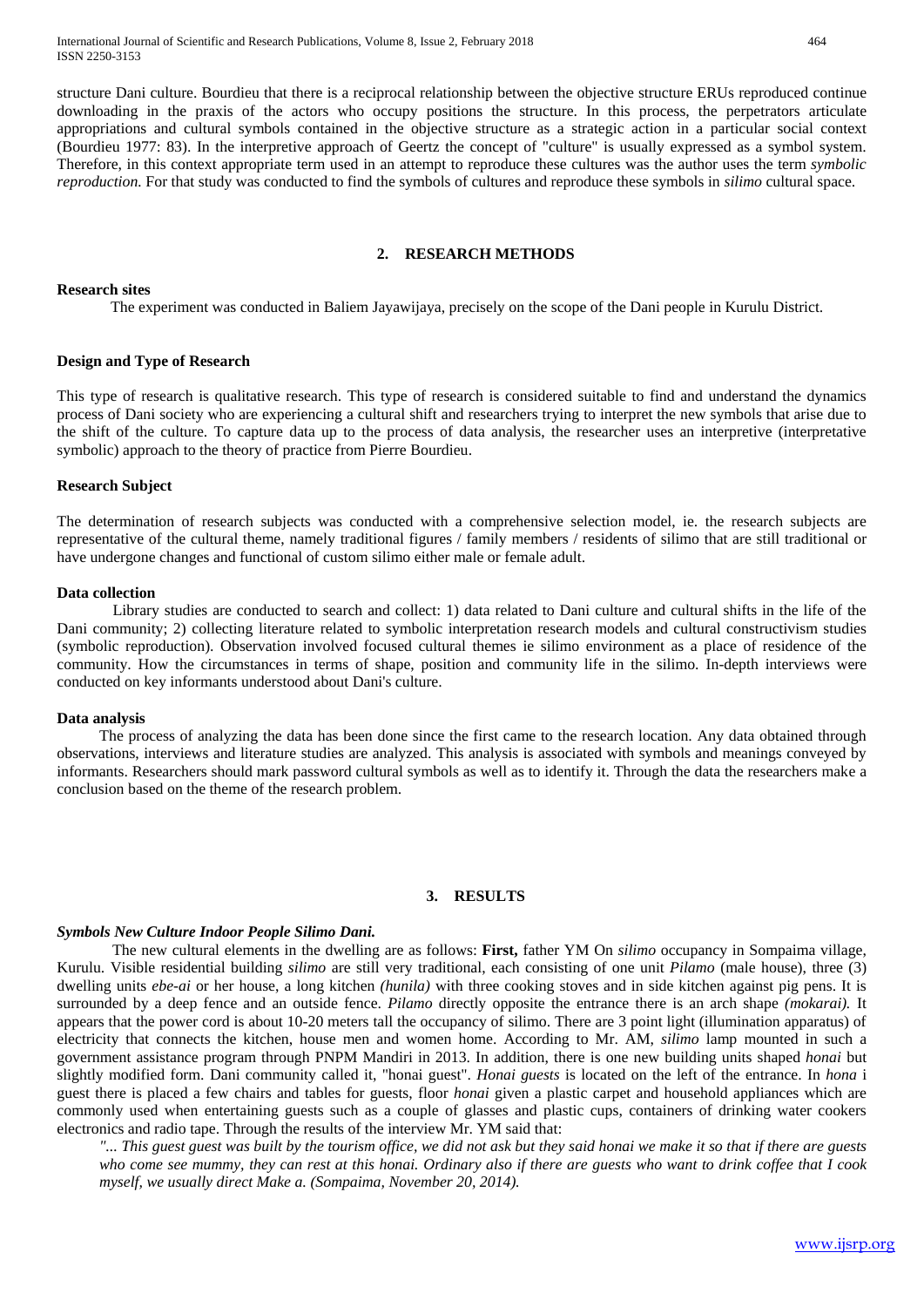structure Dani culture. Bourdieu that there is a reciprocal relationship between the objective structure ERUs reproduced continue downloading in the praxis of the actors who occupy positions the structure. In this process, the perpetrators articulate appropriations and cultural symbols contained in the objective structure as a strategic action in a particular social context (Bourdieu 1977: 83). In the interpretive approach of Geertz the concept of "culture" is usually expressed as a symbol system. Therefore, in this context appropriate term used in an attempt to reproduce these cultures was the author uses the term *symbolic reproduction.* For that study was conducted to find the symbols of cultures and reproduce these symbols in *silimo* cultural space.

## 2. RESEARCH METHODS

**Research sites**

The experiment was conducted in Baliem Jayawijaya, precisely on the scope of the Dani people in Kurulu District.

**Design and Type of Research**

This type of research is qualitative research. This type of research is considered suitable to find and understand the dynamics process of Dani society who are experiencing a cultural shift and researchers trying to interpret the new symbols that arise due to the shift of the culture. To capture data up to the process of data analysis, the researcher uses an interpretive (interpretative symbolic) approach to the theory of practice from Pierre Bourdieu.

**Research Subject**

The determination of research subjects was conducted with a comprehensive selection model, ie. the research subjects are representative of the cultural theme, namely traditional figures / family members / residents of silimo that are still traditional or have undergone changes and functional of custom silimo either male or female adult.

**Data collection**

Library studies are conducted to search and collect: 1) data related to Dani culture and cultural shifts in the life of the Dani community; 2) collecting literature related to symbolic interpretation research models and cultural constructivism studies (symbolic reproduction). Observation involved focused cultural themes ie silimo environment as a place of residence of the community. How the circumstances in terms of shape, position and community life in the silimo. In-depth interviews were conducted on key informants understood about Dani's culture.

**Data analysis**

The process of analyzing the data has been done since the first came to the research location. Any data obtained through observations, interviews and literature studies are analyzed. This analysis is associated with symbols and meanings conveyed by informants. Researchers should mark password cultural symbols as well as to identify it. Through the data the researchers make a conclusion based on the theme of the research problem.

## 3. RESULTS

***Symbols New Culture Indoor People Silimo Dani.***

The new cultural elements in the dwelling are as follows: **First,** father YM On *silimo* occupancy in Sompaima village, Kurulu. Visible residential building *silimo* are still very traditional, each consisting of one unit *Pilamo* (male house), three (3) dwelling units *ebe-ai* or her house, a long kitchen *(hunila)* with three cooking stoves and in side kitchen against pig pens. It is surrounded by a deep fence and an outside fence. *Pilamo* directly opposite the entrance there is an arch shape *(mokarai).* It appears that the power cord is about 10-20 meters tall the occupancy of silimo. There are 3 point light (illumination apparatus) of electricity that connects the kitchen, house men and women home. According to Mr. AM, *silimo* lamp mounted in such a government assistance program through PNPM Mandiri in 2013. In addition, there is one new building units shaped *honai* but slightly modified form. Dani community called it, "honai guest". *Honai guests* is located on the left of the entrance. In *hona* i guest there is placed a few chairs and tables for guests, floor *honai* given a plastic carpet and household appliances which are commonly used when entertaining guests such as a couple of glasses and plastic cups, containers of drinking water cookers electronics and radio tape. Through the results of the interview Mr. YM said that:

*"... This guest guest was built by the tourism office, we did not ask but they said honai we make it so that if there are guests who come see mummy, they can rest at this honai. Ordinary also if there are guests who want to drink coffee that I cook myself, we usually direct Make a. (Sompaima, November 20, 2014).*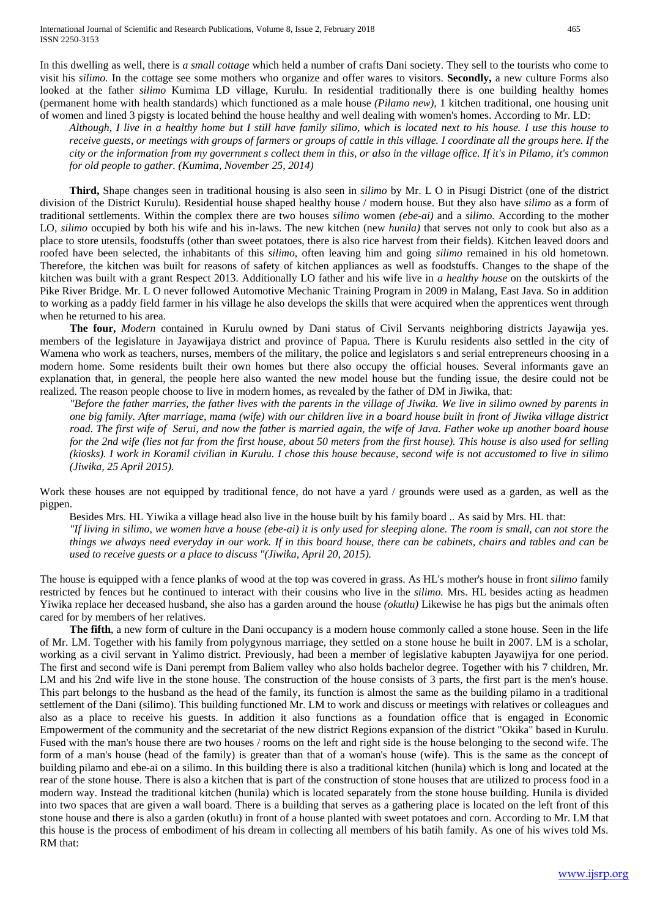In this dwelling as well, there is *a small cottage* which held a number of crafts Dani society. They sell to the tourists who come to visit his *silimo.* In the cottage see some mothers who organize and offer wares to visitors. **Secondly,** a new culture Forms also looked at the father *silimo* Kumima LD village, Kurulu. In residential traditionally there is one building healthy homes (permanent home with health standards) which functioned as a male house *(Pilamo new)*, 1 kitchen traditional, one housing unit of women and lined 3 pigsty is located behind the house healthy and well dealing with women's homes. According to Mr. LD:

> *Although, I live in a healthy home but I still have family silimo, which is located next to his house. I use this house to receive guests, or meetings with groups of farmers or groups of cattle in this village. I coordinate all the groups here. If the city or the information from my government s collect them in this, or also in the village office. If it's in Pilamo, it's common for old people to gather. (Kumima, November 25, 2014)*

**Third,** Shape changes seen in traditional housing is also seen in *silimo* by Mr. L O in Pisugi District (one of the district division of the District Kurulu). Residential house shaped healthy house / modern house. But they also have *silimo* as a form of traditional settlements. Within the complex there are two houses *silimo* women *(ebe-ai)* and a *silimo.* According to the mother LO, *silimo* occupied by both his wife and his in-laws. The new kitchen (new *hunila)* that serves not only to cook but also as a place to store utensils, foodstuffs (other than sweet potatoes, there is also rice harvest from their fields). Kitchen leaved doors and roofed have been selected, the inhabitants of this *silimo,* often leaving him and going *silimo* remained in his old hometown. Therefore, the kitchen was built for reasons of safety of kitchen appliances as well as foodstuffs. Changes to the shape of the kitchen was built with a grant Respect 2013. Additionally LO father and his wife live in *a healthy house* on the outskirts of the Pike River Bridge. Mr. L O never followed Automotive Mechanic Training Program in 2009 in Malang, East Java. So in addition to working as a paddy field farmer in his village he also develops the skills that were acquired when the apprentices went through when he returned to his area.

**The four,** *Modern* contained in Kurulu owned by Dani status of Civil Servants neighboring districts Jayawija yes. members of the legislature in Jayawijaya district and province of Papua. There is Kurulu residents also settled in the city of Wamena who work as teachers, nurses, members of the military, the police and legislators s and serial entrepreneurs choosing in a modern home. Some residents built their own homes but there also occupy the official houses. Several informants gave an explanation that, in general, the people here also wanted the new model house but the funding issue, the desire could not be realized. The reason people choose to live in modern homes, as revealed by the father of DM in Jiwika, that:

> *"Before the father marries, the father lives with the parents in the village of Jiwika. We live in silimo owned by parents in one big family. After marriage, mama (wife) with our children live in a board house built in front of Jiwika village district road. The first wife of Serui, and now the father is married again, the wife of Java. Father woke up another board house for the 2nd wife (lies not far from the first house, about 50 meters from the first house). This house is also used for selling (kiosks). I work in Koramil civilian in Kurulu. I chose this house because, second wife is not accustomed to live in silimo (Jiwika, 25 April 2015).*

Work these houses are not equipped by traditional fence, do not have a yard / grounds were used as a garden, as well as the pigpen.

Besides Mrs. HL Yiwika a village head also live in the house built by his family board .. As said by Mrs. HL that:

> *"If living in silimo, we women have a house (ebe-ai) it is only used for sleeping alone. The room is small, can not store the things we always need everyday in our work. If in this board house, there can be cabinets, chairs and tables and can be used to receive guests or a place to discuss "(Jiwika, April 20, 2015).*

The house is equipped with a fence planks of wood at the top was covered in grass. As HL's mother's house in front *silimo* family restricted by fences but he continued to interact with their cousins who live in the *silimo.* Mrs. HL besides acting as headmen Yiwika replace her deceased husband, she also has a garden around the house *(okutlu)* Likewise he has pigs but the animals often cared for by members of her relatives.

**The fifth**, a new form of culture in the Dani occupancy is a modern house commonly called a stone house. Seen in the life of Mr. LM. Together with his family from polygynous marriage, they settled on a stone house he built in 2007. LM is a scholar, working as a civil servant in Yalimo district. Previously, had been a member of legislative kabupten Jayawijya for one period. The first and second wife is Dani perempt from Baliem valley who also holds bachelor degree. Together with his 7 children, Mr. LM and his 2nd wife live in the stone house. The construction of the house consists of 3 parts, the first part is the men's house. This part belongs to the husband as the head of the family, its function is almost the same as the building pilamo in a traditional settlement of the Dani (silimo). This building functioned Mr. LM to work and discuss or meetings with relatives or colleagues and also as a place to receive his guests. In addition it also functions as a foundation office that is engaged in Economic Empowerment of the community and the secretariat of the new district Regions expansion of the district "Okika" based in Kurulu. Fused with the man's house there are two houses / rooms on the left and right side is the house belonging to the second wife. The form of a man's house (head of the family) is greater than that of a woman's house (wife). This is the same as the concept of building pilamo and ebe-ai on a silimo. In this building there is also a traditional kitchen (hunila) which is long and located at the rear of the stone house. There is also a kitchen that is part of the construction of stone houses that are utilized to process food in a modern way. Instead the traditional kitchen (hunila) which is located separately from the stone house building. Hunila is divided into two spaces that are given a wall board. There is a building that serves as a gathering place is located on the left front of this stone house and there is also a garden (okutlu) in front of a house planted with sweet potatoes and corn. According to Mr. LM that this house is the process of embodiment of his dream in collecting all members of his batih family. As one of his wives told Ms. RM that: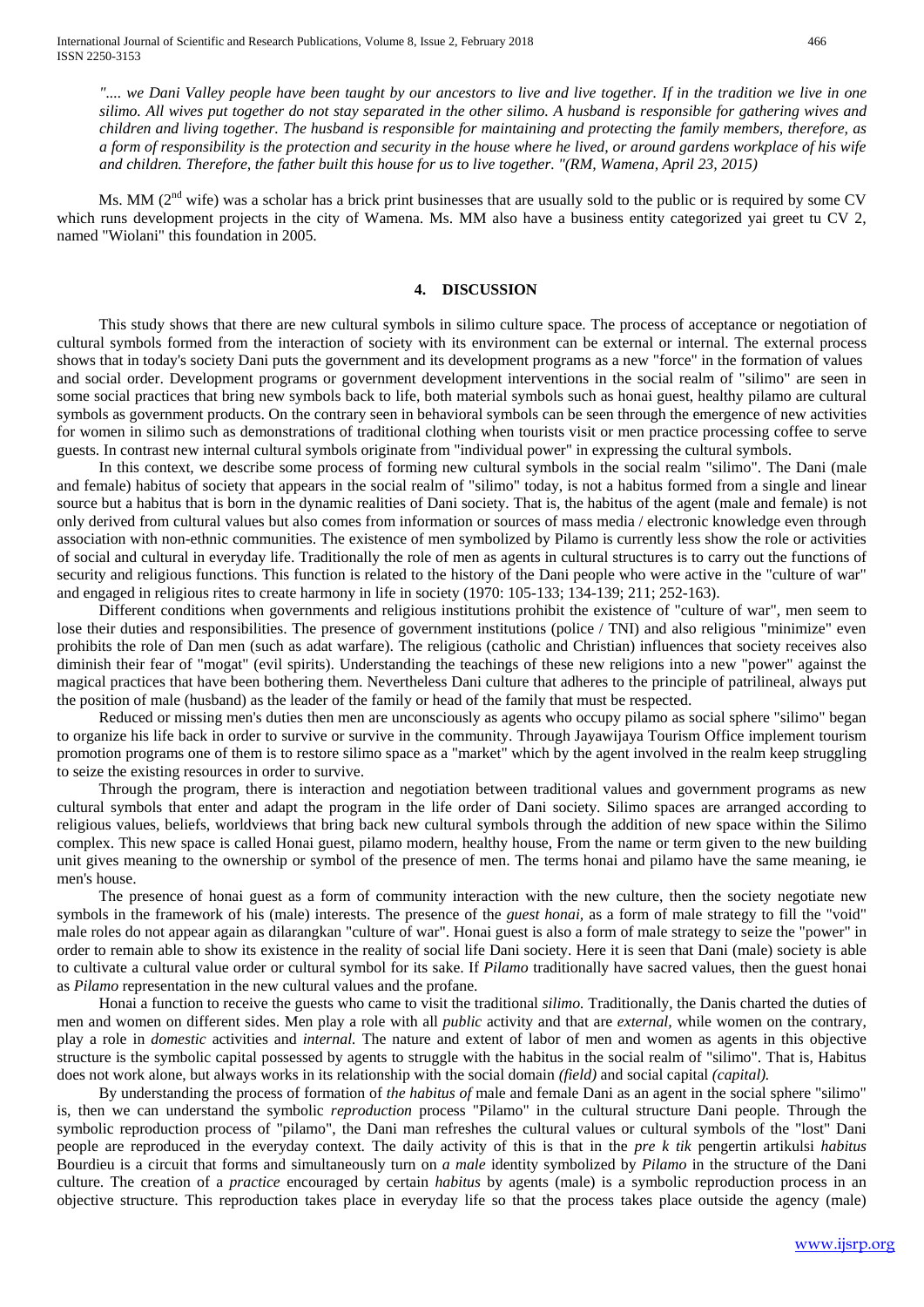*".... we Dani Valley people have been taught by our ancestors to live and live together. If in the tradition we live in one silimo. All wives put together do not stay separated in the other silimo. A husband is responsible for gathering wives and children and living together. The husband is responsible for maintaining and protecting the family members, therefore, as a form of responsibility is the protection and security in the house where he lived, or around gardens workplace of his wife and children. Therefore, the father built this house for us to live together. "(RM, Wamena, April 23, 2015)*

Ms. MM (2nd wife) was a scholar has a brick print businesses that are usually sold to the public or is required by some CV which runs development projects in the city of Wamena. Ms. MM also have a business entity categorized yai greet tu CV 2, named "Wiolani" this foundation in 2005.

## 4. DISCUSSION

This study shows that there are new cultural symbols in silimo culture space. The process of acceptance or negotiation of cultural symbols formed from the interaction of society with its environment can be external or internal. The external process shows that in today's society Dani puts the government and its development programs as a new "force" in the formation of values and social order. Development programs or government development interventions in the social realm of "silimo" are seen in some social practices that bring new symbols back to life, both material symbols such as honai guest, healthy pilamo are cultural symbols as government products. On the contrary seen in behavioral symbols can be seen through the emergence of new activities for women in silimo such as demonstrations of traditional clothing when tourists visit or men practice processing coffee to serve guests. In contrast new internal cultural symbols originate from "individual power" in expressing the cultural symbols.

In this context, we describe some process of forming new cultural symbols in the social realm "silimo". The Dani (male and female) habitus of society that appears in the social realm of "silimo" today, is not a habitus formed from a single and linear source but a habitus that is born in the dynamic realities of Dani society. That is, the habitus of the agent (male and female) is not only derived from cultural values but also comes from information or sources of mass media / electronic knowledge even through association with non-ethnic communities. The existence of men symbolized by Pilamo is currently less show the role or activities of social and cultural in everyday life. Traditionally the role of men as agents in cultural structures is to carry out the functions of security and religious functions. This function is related to the history of the Dani people who were active in the "culture of war" and engaged in religious rites to create harmony in life in society (1970: 105-133; 134-139; 211; 252-163).

Different conditions when governments and religious institutions prohibit the existence of "culture of war", men seem to lose their duties and responsibilities. The presence of government institutions (police / TNI) and also religious "minimize" even prohibits the role of Dan men (such as adat warfare). The religious (catholic and Christian) influences that society receives also diminish their fear of "mogat" (evil spirits). Understanding the teachings of these new religions into a new "power" against the magical practices that have been bothering them. Nevertheless Dani culture that adheres to the principle of patrilineal, always put the position of male (husband) as the leader of the family or head of the family that must be respected.

Reduced or missing men's duties then men are unconsciously as agents who occupy pilamo as social sphere "silimo" began to organize his life back in order to survive or survive in the community. Through Jayawijaya Tourism Office implement tourism promotion programs one of them is to restore silimo space as a "market" which by the agent involved in the realm keep struggling to seize the existing resources in order to survive.

Through the program, there is interaction and negotiation between traditional values and government programs as new cultural symbols that enter and adapt the program in the life order of Dani society. Silimo spaces are arranged according to religious values, beliefs, worldviews that bring back new cultural symbols through the addition of new space within the Silimo complex. This new space is called Honai guest, pilamo modern, healthy house, From the name or term given to the new building unit gives meaning to the ownership or symbol of the presence of men. The terms honai and pilamo have the same meaning, ie men's house.

The presence of honai guest as a form of community interaction with the new culture, then the society negotiate new symbols in the framework of his (male) interests. The presence of the *guest honai,* as a form of male strategy to fill the "void" male roles do not appear again as dilarangkan "culture of war". Honai guest is also a form of male strategy to seize the "power" in order to remain able to show its existence in the reality of social life Dani society. Here it is seen that Dani (male) society is able to cultivate a cultural value order or cultural symbol for its sake. If *Pilamo* traditionally have sacred values, then the guest honai as *Pilamo* representation in the new cultural values and the profane.

Honai a function to receive the guests who came to visit the traditional *silimo.* Traditionally, the Danis charted the duties of men and women on different sides. Men play a role with all *public* activity and that are *external,* while women on the contrary, play a role in *domestic* activities and *internal.* The nature and extent of labor of men and women as agents in this objective structure is the symbolic capital possessed by agents to struggle with the habitus in the social realm of "silimo". That is, Habitus does not work alone, but always works in its relationship with the social domain *(field)* and social capital *(capital).*

By understanding the process of formation of *the habitus of* male and female Dani as an agent in the social sphere "silimo" is, then we can understand the symbolic *reproduction* process "Pilamo" in the cultural structure Dani people. Through the symbolic reproduction process of "pilamo", the Dani man refreshes the cultural values or cultural symbols of the "lost" Dani people are reproduced in the everyday context. The daily activity of this is that in the *pre k tik* pengertin artikulsi *habitus* Bourdieu is a circuit that forms and simultaneously turn on *a male* identity symbolized by *Pilamo* in the structure of the Dani culture. The creation of a *practice* encouraged by certain *habitus* by agents (male) is a symbolic reproduction process in an objective structure. This reproduction takes place in everyday life so that the process takes place outside the agency (male)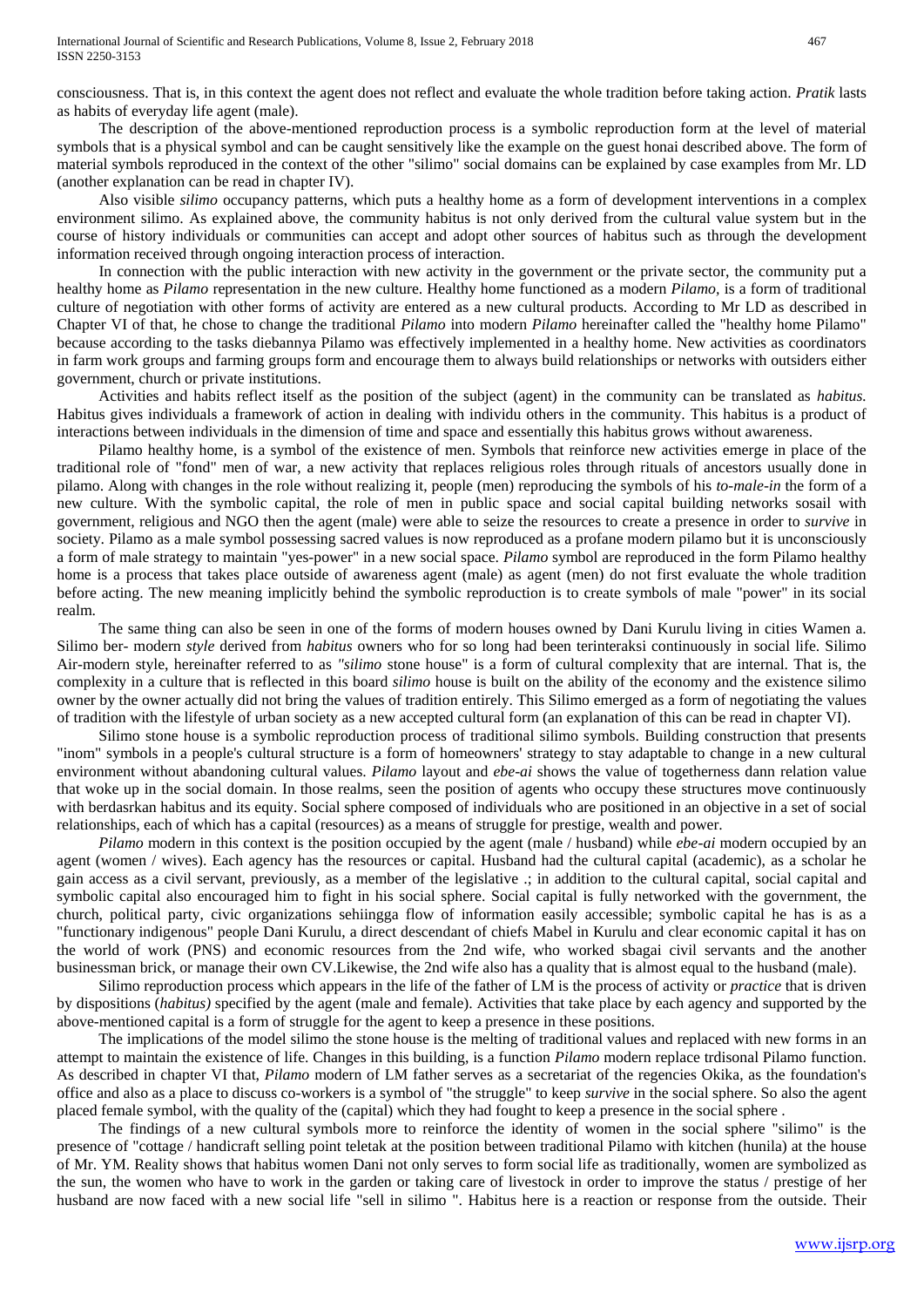consciousness. That is, in this context the agent does not reflect and evaluate the whole tradition before taking action. *Pratik* lasts as habits of everyday life agent (male).

The description of the above-mentioned reproduction process is a symbolic reproduction form at the level of material symbols that is a physical symbol and can be caught sensitively like the example on the guest honai described above. The form of material symbols reproduced in the context of the other "silimo" social domains can be explained by case examples from Mr. LD (another explanation can be read in chapter IV).

Also visible *silimo* occupancy patterns, which puts a healthy home as a form of development interventions in a complex environment silimo. As explained above, the community habitus is not only derived from the cultural value system but in the course of history individuals or communities can accept and adopt other sources of habitus such as through the development information received through ongoing interaction process of interaction.

In connection with the public interaction with new activity in the government or the private sector, the community put a healthy home as *Pilamo* representation in the new culture. Healthy home functioned as a modern *Pilamo*, is a form of traditional culture of negotiation with other forms of activity are entered as a new cultural products. According to Mr LD as described in Chapter VI of that, he chose to change the traditional *Pilamo* into modern *Pilamo* hereinafter called the "healthy home Pilamo" because according to the tasks diebannya Pilamo was effectively implemented in a healthy home. New activities as coordinators in farm work groups and farming groups form and encourage them to always build relationships or networks with outsiders either government, church or private institutions.

Activities and habits reflect itself as the position of the subject (agent) in the community can be translated as *habitus.* Habitus gives individuals a framework of action in dealing with individu others in the community. This habitus is a product of interactions between individuals in the dimension of time and space and essentially this habitus grows without awareness.

Pilamo healthy home, is a symbol of the existence of men. Symbols that reinforce new activities emerge in place of the traditional role of "fond" men of war, a new activity that replaces religious roles through rituals of ancestors usually done in pilamo. Along with changes in the role without realizing it, people (men) reproducing the symbols of his *to-male-in* the form of a new culture. With the symbolic capital, the role of men in public space and social capital building networks sosail with government, religious and NGO then the agent (male) were able to seize the resources to create a presence in order to *survive* in society. Pilamo as a male symbol possessing sacred values is now reproduced as a profane modern pilamo but it is unconsciously a form of male strategy to maintain "yes-power" in a new social space. *Pilamo* symbol are reproduced in the form Pilamo healthy home is a process that takes place outside of awareness agent (male) as agent (men) do not first evaluate the whole tradition before acting. The new meaning implicitly behind the symbolic reproduction is to create symbols of male "power" in its social realm.

The same thing can also be seen in one of the forms of modern houses owned by Dani Kurulu living in cities Wamen a. Silimo ber- modern *style* derived from *habitus* owners who for so long had been terinteraksi continuously in social life. Silimo Air-modern style, hereinafter referred to as *"silimo* stone house" is a form of cultural complexity that are internal. That is, the complexity in a culture that is reflected in this board *silimo* house is built on the ability of the economy and the existence silimo owner by the owner actually did not bring the values of tradition entirely. This Silimo emerged as a form of negotiating the values of tradition with the lifestyle of urban society as a new accepted cultural form (an explanation of this can be read in chapter VI).

Silimo stone house is a symbolic reproduction process of traditional silimo symbols. Building construction that presents "inom" symbols in a people's cultural structure is a form of homeowners' strategy to stay adaptable to change in a new cultural environment without abandoning cultural values. *Pilamo* layout and *ebe-ai* shows the value of togetherness dann relation value that woke up in the social domain. In those realms, seen the position of agents who occupy these structures move continuously with berdasrkan habitus and its equity. Social sphere composed of individuals who are positioned in an objective in a set of social relationships, each of which has a capital (resources) as a means of struggle for prestige, wealth and power.

*Pilamo* modern in this context is the position occupied by the agent (male / husband) while *ebe-ai* modern occupied by an agent (women / wives). Each agency has the resources or capital. Husband had the cultural capital (academic), as a scholar he gain access as a civil servant, previously, as a member of the legislative .; in addition to the cultural capital, social capital and symbolic capital also encouraged him to fight in his social sphere. Social capital is fully networked with the government, the church, political party, civic organizations sehiingga flow of information easily accessible; symbolic capital he has is as a "functionary indigenous" people Dani Kurulu, a direct descendant of chiefs Mabel in Kurulu and clear economic capital it has on the world of work (PNS) and economic resources from the 2nd wife, who worked sbagai civil servants and the another businessman brick, or manage their own CV.Likewise, the 2nd wife also has a quality that is almost equal to the husband (male).

Silimo reproduction process which appears in the life of the father of LM is the process of activity or *practice* that is driven by dispositions (*habitus)* specified by the agent (male and female). Activities that take place by each agency and supported by the above-mentioned capital is a form of struggle for the agent to keep a presence in these positions.

The implications of the model silimo the stone house is the melting of traditional values and replaced with new forms in an attempt to maintain the existence of life. Changes in this building, is a function *Pilamo* modern replace trdisonal Pilamo function. As described in chapter VI that, *Pilamo* modern of LM father serves as a secretariat of the regencies Okika, as the foundation's office and also as a place to discuss co-workers is a symbol of "the struggle" to keep *survive* in the social sphere. So also the agent placed female symbol, with the quality of the (capital) which they had fought to keep a presence in the social sphere .

The findings of a new cultural symbols more to reinforce the identity of women in the social sphere "silimo" is the presence of "cottage / handicraft selling point teletak at the position between traditional Pilamo with kitchen (hunila) at the house of Mr. YM. Reality shows that habitus women Dani not only serves to form social life as traditionally, women are symbolized as the sun, the women who have to work in the garden or taking care of livestock in order to improve the status / prestige of her husband are now faced with a new social life "sell in silimo ". Habitus here is a reaction or response from the outside. Their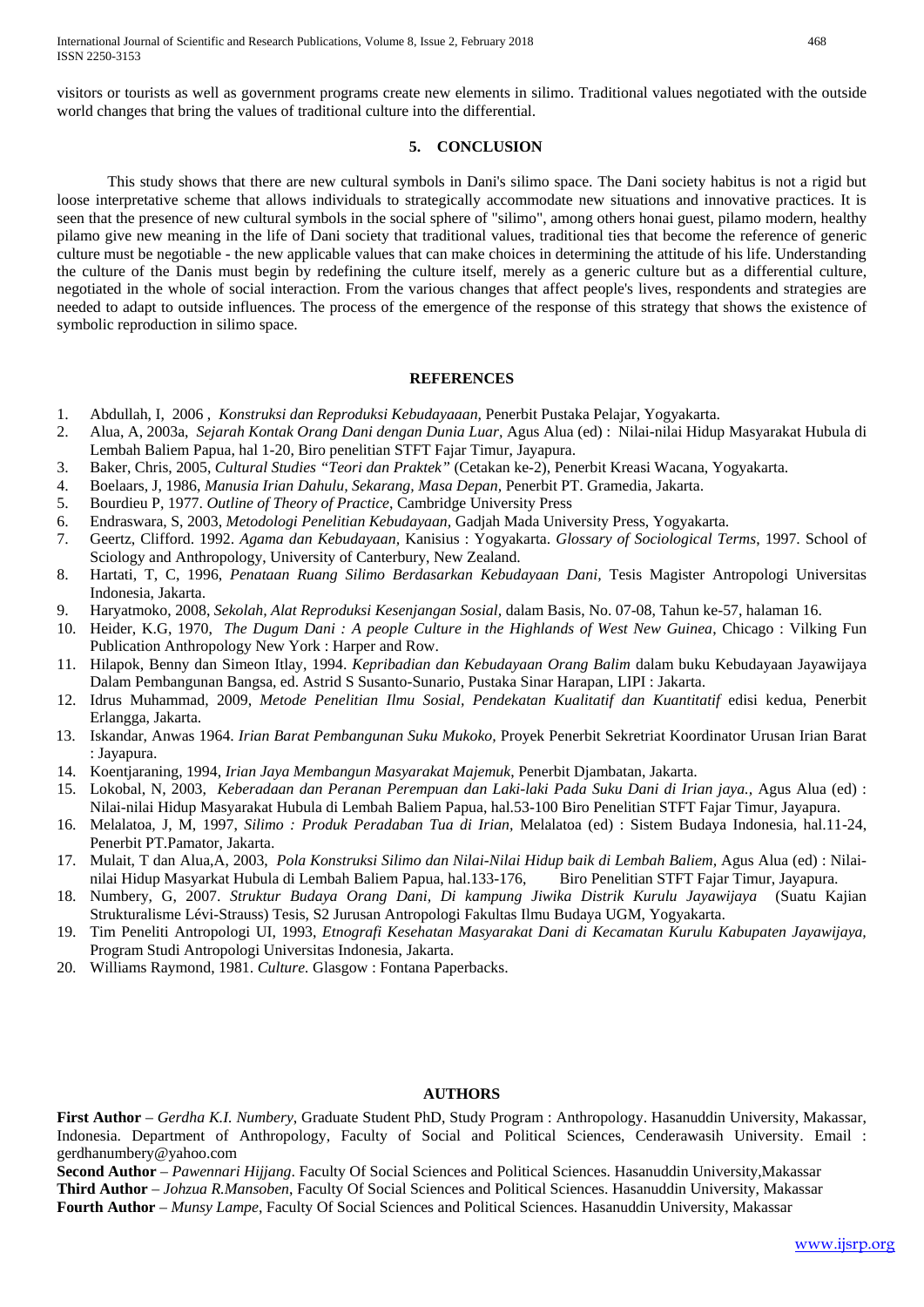visitors or tourists as well as government programs create new elements in silimo. Traditional values negotiated with the outside world changes that bring the values of traditional culture into the differential.

## 5. CONCLUSION

This study shows that there are new cultural symbols in Dani's silimo space. The Dani society habitus is not a rigid but loose interpretative scheme that allows individuals to strategically accommodate new situations and innovative practices. It is seen that the presence of new cultural symbols in the social sphere of "silimo", among others honai guest, pilamo modern, healthy pilamo give new meaning in the life of Dani society that traditional values, traditional ties that become the reference of generic culture must be negotiable - the new applicable values that can make choices in determining the attitude of his life. Understanding the culture of the Danis must begin by redefining the culture itself, merely as a generic culture but as a differential culture, negotiated in the whole of social interaction. From the various changes that affect people's lives, respondents and strategies are needed to adapt to outside influences. The process of the emergence of the response of this strategy that shows the existence of symbolic reproduction in silimo space.

## REFERENCES

1. Abdullah, I, 2006 , *Konstruksi dan Reproduksi Kebudayaaan,* Penerbit Pustaka Pelajar, Yogyakarta.
2. Alua, A, 2003a, *Sejarah Kontak Orang Dani dengan Dunia Luar,* Agus Alua (ed) : Nilai-nilai Hidup Masyarakat Hubula di Lembah Baliem Papua, hal 1-20, Biro penelitian STFT Fajar Timur, Jayapura.
3. Baker, Chris, 2005, *Cultural Studies "Teori dan Praktek"* (Cetakan ke-2), Penerbit Kreasi Wacana, Yogyakarta.
4. Boelaars, J, 1986, *Manusia Irian Dahulu, Sekarang, Masa Depan,* Penerbit PT. Gramedia, Jakarta.
5. Bourdieu P, 1977. *Outline of Theory of Practice*, Cambridge University Press
6. Endraswara, S, 2003, *Metodologi Penelitian Kebudayaan,* Gadjah Mada University Press, Yogyakarta.
7. Geertz, Clifford. 1992. *Agama dan Kebudayaan,* Kanisius : Yogyakarta. *Glossary of Sociological Terms*, 1997. School of Sciology and Anthropology, University of Canterbury, New Zealand.
8. Hartati, T, C, 1996, *Penataan Ruang Silimo Berdasarkan Kebudayaan Dani,* Tesis Magister Antropologi Universitas Indonesia, Jakarta.
9. Haryatmoko, 2008, *Sekolah, Alat Reproduksi Kesenjangan Sosial,* dalam Basis, No. 07-08, Tahun ke-57, halaman 16.
10. Heider, K.G, 1970, *The Dugum Dani : A people Culture in the Highlands of West New Guinea*, Chicago : Vilking Fun Publication Anthropology New York : Harper and Row.
11. Hilapok, Benny dan Simeon Itlay, 1994. *Kepribadian dan Kebudayaan Orang Balim* dalam buku Kebudayaan Jayawijaya Dalam Pembangunan Bangsa, ed. Astrid S Susanto-Sunario, Pustaka Sinar Harapan, LIPI : Jakarta.
12. Idrus Muhammad, 2009, *Metode Penelitian Ilmu Sosial, Pendekatan Kualitatif dan Kuantitatif* edisi kedua, Penerbit Erlangga, Jakarta.
13. Iskandar, Anwas 1964. *Irian Barat Pembangunan Suku Mukoko,* Proyek Penerbit Sekretriat Koordinator Urusan Irian Barat : Jayapura.
14. Koentjaraning, 1994, *Irian Jaya Membangun Masyarakat Majemuk*, Penerbit Djambatan, Jakarta.
15. Lokobal, N, 2003, *Keberadaan dan Peranan Perempuan dan Laki-laki Pada Suku Dani di Irian jaya.*, Agus Alua (ed) : Nilai-nilai Hidup Masyarakat Hubula di Lembah Baliem Papua, hal.53-100 Biro Penelitian STFT Fajar Timur, Jayapura.
16. Melalatoa, J, M, 1997, *Silimo : Produk Peradaban Tua di Irian,* Melalatoa (ed) : Sistem Budaya Indonesia, hal.11-24, Penerbit PT.Pamator, Jakarta.
17. Mulait, T dan Alua,A, 2003, *Pola Konstruksi Silimo dan Nilai-Nilai Hidup baik di Lembah Baliem,* Agus Alua (ed) : Nilai-nilai Hidup Masyarkat Hubula di Lembah Baliem Papua, hal.133-176, Biro Penelitian STFT Fajar Timur, Jayapura.
18. Numbery, G, 2007. *Struktur Budaya Orang Dani, Di kampung Jiwika Distrik Kurulu Jayawijaya* (Suatu Kajian Strukturalisme Lévi-Strauss) Tesis, S2 Jurusan Antropologi Fakultas Ilmu Budaya UGM, Yogyakarta.
19. Tim Peneliti Antropologi UI, 1993, *Etnografi Kesehatan Masyarakat Dani di Kecamatan Kurulu Kabupaten Jayawijaya,* Program Studi Antropologi Universitas Indonesia, Jakarta.
20. Williams Raymond, 1981. *Culture.* Glasgow : Fontana Paperbacks.

## AUTHORS

**First Author** – *Gerdha K.I. Numbery*, Graduate Student PhD, Study Program : Anthropology. Hasanuddin University, Makassar, Indonesia. Department of Anthropology, Faculty of Social and Political Sciences, Cenderawasih University. Email : gerdhanumbery@yahoo.com

**Second Author** – *Pawennari Hijjang*. Faculty Of Social Sciences and Political Sciences. Hasanuddin University,Makassar

**Third Author** – *Johzua R.Mansoben*, Faculty Of Social Sciences and Political Sciences. Hasanuddin University, Makassar

**Fourth Author** – *Munsy Lampe*, Faculty Of Social Sciences and Political Sciences. Hasanuddin University, Makassar